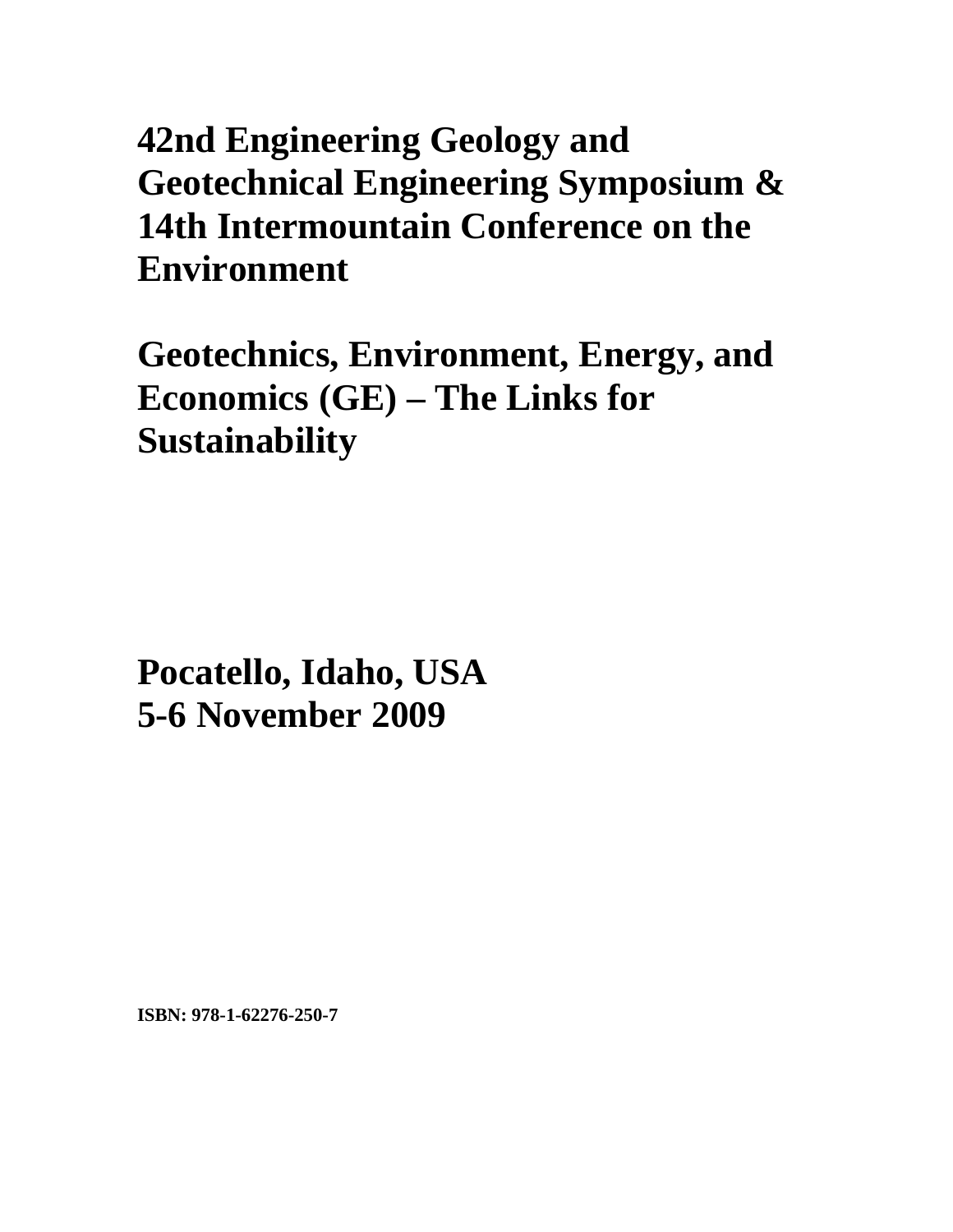# 42nd Engineering Geology and Geotechnical Engineering Symposium & 14th Intermountain Conference on the Environment

# Geotechnics, Environment, Energy, and Economics (GE) – The Links for Sustainability

# Pocatello, Idaho, USA
# 5-6 November 2009

**ISBN: 978-1-62276-250-7**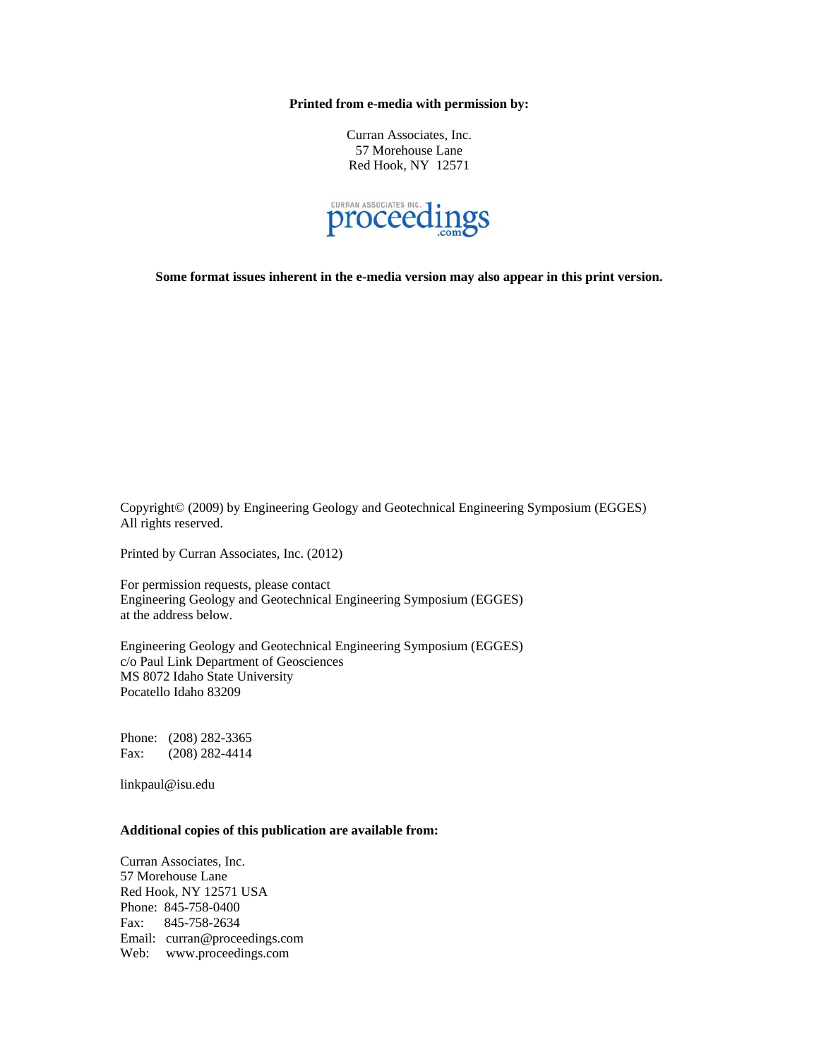**Printed from e-media with permission by:**

Curran Associates, Inc.
57 Morehouse Lane
Red Hook, NY 12571

**Some format issues inherent in the e-media version may also appear in this print version.**

Copyright© (2009) by Engineering Geology and Geotechnical Engineering Symposium (EGGES)
All rights reserved.

Printed by Curran Associates, Inc. (2012)

For permission requests, please contact
Engineering Geology and Geotechnical Engineering Symposium (EGGES)
at the address below.

Engineering Geology and Geotechnical Engineering Symposium (EGGES)
c/o Paul Link Department of Geosciences
MS 8072 Idaho State University
Pocatello Idaho 83209

Phone: (208) 282-3365
Fax: (208) 282-4414

linkpaul@isu.edu

**Additional copies of this publication are available from:**

Curran Associates, Inc.
57 Morehouse Lane
Red Hook, NY 12571 USA
Phone: 845-758-0400
Fax: 845-758-2634
Email: curran@proceedings.com
Web: www.proceedings.com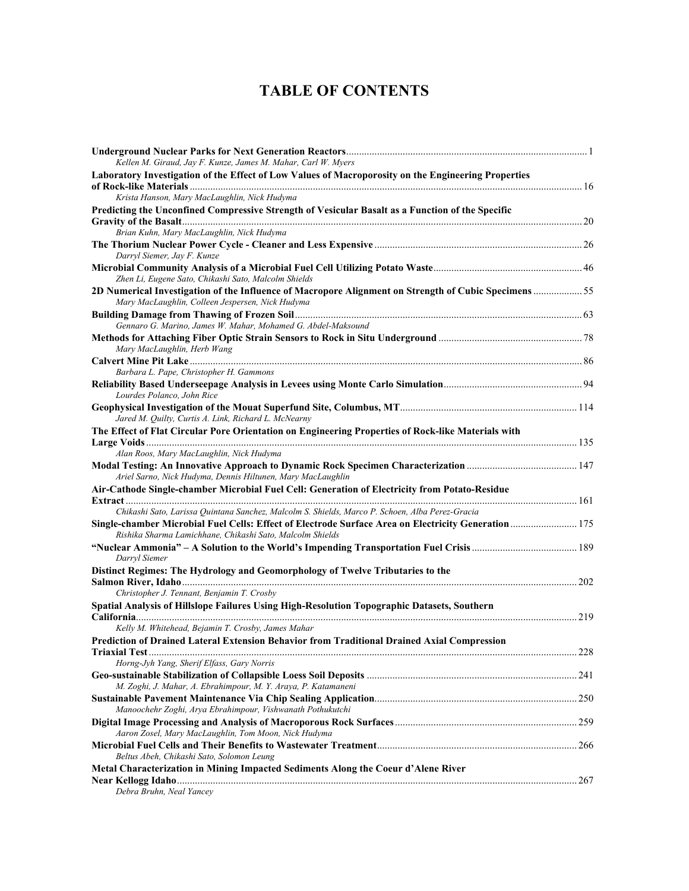# TABLE OF CONTENTS

**Underground Nuclear Parks for Next Generation Reactors** ............ 1
*Kellen M. Giraud, Jay F. Kunze, James M. Mahar, Carl W. Myers*

**Laboratory Investigation of the Effect of Low Values of Macroporosity on the Engineering Properties of Rock-like Materials** ............ 16
*Krista Hanson, Mary MacLaughlin, Nick Hudyma*

**Predicting the Unconfined Compressive Strength of Vesicular Basalt as a Function of the Specific Gravity of the Basalt** ............ 20
*Brian Kuhn, Mary MacLaughlin, Nick Hudyma*

**The Thorium Nuclear Power Cycle - Cleaner and Less Expensive** ............ 26
*Darryl Siemer, Jay F. Kunze*

**Microbial Community Analysis of a Microbial Fuel Cell Utilizing Potato Waste** ............ 46
*Zhen Li, Eugene Sato, Chikashi Sato, Malcolm Shields*

**2D Numerical Investigation of the Influence of Macropore Alignment on Strength of Cubic Specimens** ............ 55
*Mary MacLaughlin, Colleen Jespersen, Nick Hudyma*

**Building Damage from Thawing of Frozen Soil** ............ 63
*Gennaro G. Marino, James W. Mahar, Mohamed G. Abdel-Maksound*

**Methods for Attaching Fiber Optic Strain Sensors to Rock in Situ Underground** ............ 78
*Mary MacLaughlin, Herb Wang*

**Calvert Mine Pit Lake** ............ 86
*Barbara L. Pape, Christopher H. Gammons*

**Reliability Based Underseepage Analysis in Levees using Monte Carlo Simulation** ............ 94
*Lourdes Polanco, John Rice*

**Geophysical Investigation of the Mouat Superfund Site, Columbus, MT** ............ 114
*Jared M. Quilty, Curtis A. Link, Richard L. McNearny*

**The Effect of Flat Circular Pore Orientation on Engineering Properties of Rock-like Materials with Large Voids** ............ 135
*Alan Roos, Mary MacLaughlin, Nick Hudyma*

**Modal Testing: An Innovative Approach to Dynamic Rock Specimen Characterization** ............ 147
*Ariel Sarno, Nick Hudyma, Dennis Hiltunen, Mary MacLaughlin*

**Air-Cathode Single-chamber Microbial Fuel Cell: Generation of Electricity from Potato-Residue Extract** ............ 161
*Chikashi Sato, Larissa Quintana Sanchez, Malcolm S. Shields, Marco P. Schoen, Alba Perez-Gracia*

**Single-chamber Microbial Fuel Cells: Effect of Electrode Surface Area on Electricity Generation** ............ 175
*Rishika Sharma Lamichhane, Chikashi Sato, Malcolm Shields*

**"Nuclear Ammonia" – A Solution to the World's Impending Transportation Fuel Crisis** ............ 189
*Darryl Siemer*

**Distinct Regimes: The Hydrology and Geomorphology of Twelve Tributaries to the Salmon River, Idaho** ............ 202
*Christopher J. Tennant, Benjamin T. Crosby*

**Spatial Analysis of Hillslope Failures Using High-Resolution Topographic Datasets, Southern California** ............ 219
*Kelly M. Whitehead, Bejamin T. Crosby, James Mahar*

**Prediction of Drained Lateral Extension Behavior from Traditional Drained Axial Compression Triaxial Test** ............ 228
*Horng-Jyh Yang, Sherif Elfass, Gary Norris*

**Geo-sustainable Stabilization of Collapsible Loess Soil Deposits** ............ 241
*M. Zoghi, J. Mahar, A. Ebrahimpour, M. Y. Araya, P. Katamaneni*

**Sustainable Pavement Maintenance Via Chip Sealing Application** ............ 250
*Manoochehr Zoghi, Arya Ebrahimpour, Vishwanath Pothukutchi*

**Digital Image Processing and Analysis of Macroporous Rock Surfaces** ............ 259
*Aaron Zosel, Mary MacLaughlin, Tom Moon, Nick Hudyma*

**Microbial Fuel Cells and Their Benefits to Wastewater Treatment** ............ 266
*Beltus Abeh, Chikashi Sato, Solomon Leung*

**Metal Characterization in Mining Impacted Sediments Along the Coeur d'Alene River Near Kellogg Idaho** ............ 267
*Debra Bruhn, Neal Yancey*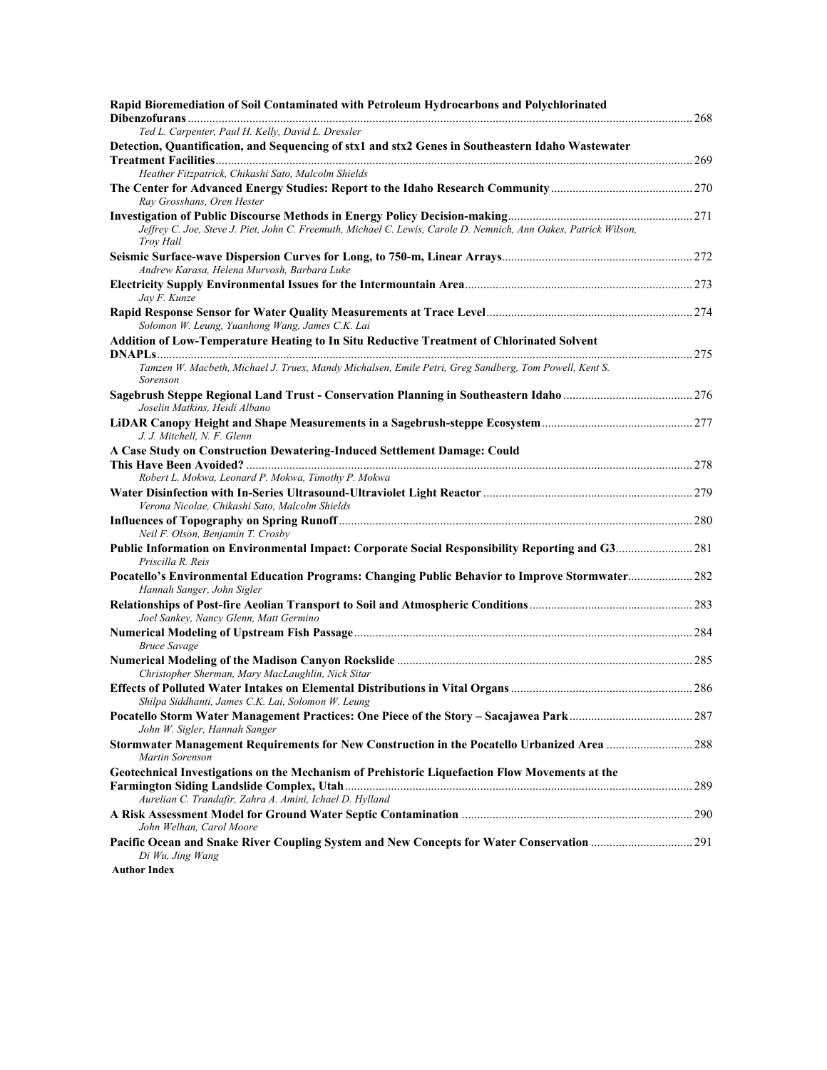**Rapid Bioremediation of Soil Contaminated with Petroleum Hydrocarbons and Polychlorinated Dibenzofurans** ........ 268
*Ted L. Carpenter, Paul H. Kelly, David L. Dressler*

**Detection, Quantification, and Sequencing of stx1 and stx2 Genes in Southeastern Idaho Wastewater Treatment Facilities** ........ 269
*Heather Fitzpatrick, Chikashi Sato, Malcolm Shields*

**The Center for Advanced Energy Studies: Report to the Idaho Research Community** ........ 270
*Ray Grosshans, Oren Hester*

**Investigation of Public Discourse Methods in Energy Policy Decision-making** ........ 271
*Jeffrey C. Joe, Steve J. Piet, John C. Freemuth, Michael C. Lewis, Carole D. Nemnich, Ann Oakes, Patrick Wilson, Troy Hall*

**Seismic Surface-wave Dispersion Curves for Long, to 750-m, Linear Arrays** ........ 272
*Andrew Karasa, Helena Murvosh, Barbara Luke*

**Electricity Supply Environmental Issues for the Intermountain Area** ........ 273
*Jay F. Kunze*

**Rapid Response Sensor for Water Quality Measurements at Trace Level** ........ 274
*Solomon W. Leung, Yuanhong Wang, James C.K. Lai*

**Addition of Low-Temperature Heating to In Situ Reductive Treatment of Chlorinated Solvent DNAPLs** ........ 275
*Tamzen W. Macbeth, Michael J. Truex, Mandy Michalsen, Emile Petri, Greg Sandberg, Tom Powell, Kent S. Sorenson*

**Sagebrush Steppe Regional Land Trust - Conservation Planning in Southeastern Idaho** ........ 276
*Joselin Matkins, Heidi Albano*

**LiDAR Canopy Height and Shape Measurements in a Sagebrush-steppe Ecosystem** ........ 277
*J. J. Mitchell, N. F. Glenn*

**A Case Study on Construction Dewatering-Induced Settlement Damage: Could This Have Been Avoided?** ........ 278
*Robert L. Mokwa, Leonard P. Mokwa, Timothy P. Mokwa*

**Water Disinfection with In-Series Ultrasound-Ultraviolet Light Reactor** ........ 279
*Verona Nicolae, Chikashi Sato, Malcolm Shields*

**Influences of Topography on Spring Runoff** ........ 280
*Neil F. Olson, Benjamin T. Crosby*

**Public Information on Environmental Impact: Corporate Social Responsibility Reporting and G3** ........ 281
*Priscilla R. Reis*

**Pocatello's Environmental Education Programs: Changing Public Behavior to Improve Stormwater** ........ 282
*Hannah Sanger, John Sigler*

**Relationships of Post-fire Aeolian Transport to Soil and Atmospheric Conditions** ........ 283
*Joel Sankey, Nancy Glenn, Matt Germino*

**Numerical Modeling of Upstream Fish Passage** ........ 284
*Bruce Savage*

**Numerical Modeling of the Madison Canyon Rockslide** ........ 285
*Christopher Sherman, Mary MacLaughlin, Nick Sitar*

**Effects of Polluted Water Intakes on Elemental Distributions in Vital Organs** ........ 286
*Shilpa Siddhanti, James C.K. Lai, Solomon W. Leung*

**Pocatello Storm Water Management Practices: One Piece of the Story – Sacajawea Park** ........ 287
*John W. Sigler, Hannah Sanger*

**Stormwater Management Requirements for New Construction in the Pocatello Urbanized Area** ........ 288
*Martin Sorenson*

**Geotechnical Investigations on the Mechanism of Prehistoric Liquefaction Flow Movements at the Farmington Siding Landslide Complex, Utah** ........ 289
*Aurelian C. Trandafir, Zahra A. Amini, Ichael D. Hylland*

**A Risk Assessment Model for Ground Water Septic Contamination** ........ 290
*John Welhan, Carol Moore*

**Pacific Ocean and Snake River Coupling System and New Concepts for Water Conservation** ........ 291
*Di Wu, Jing Wang*

**Author Index**